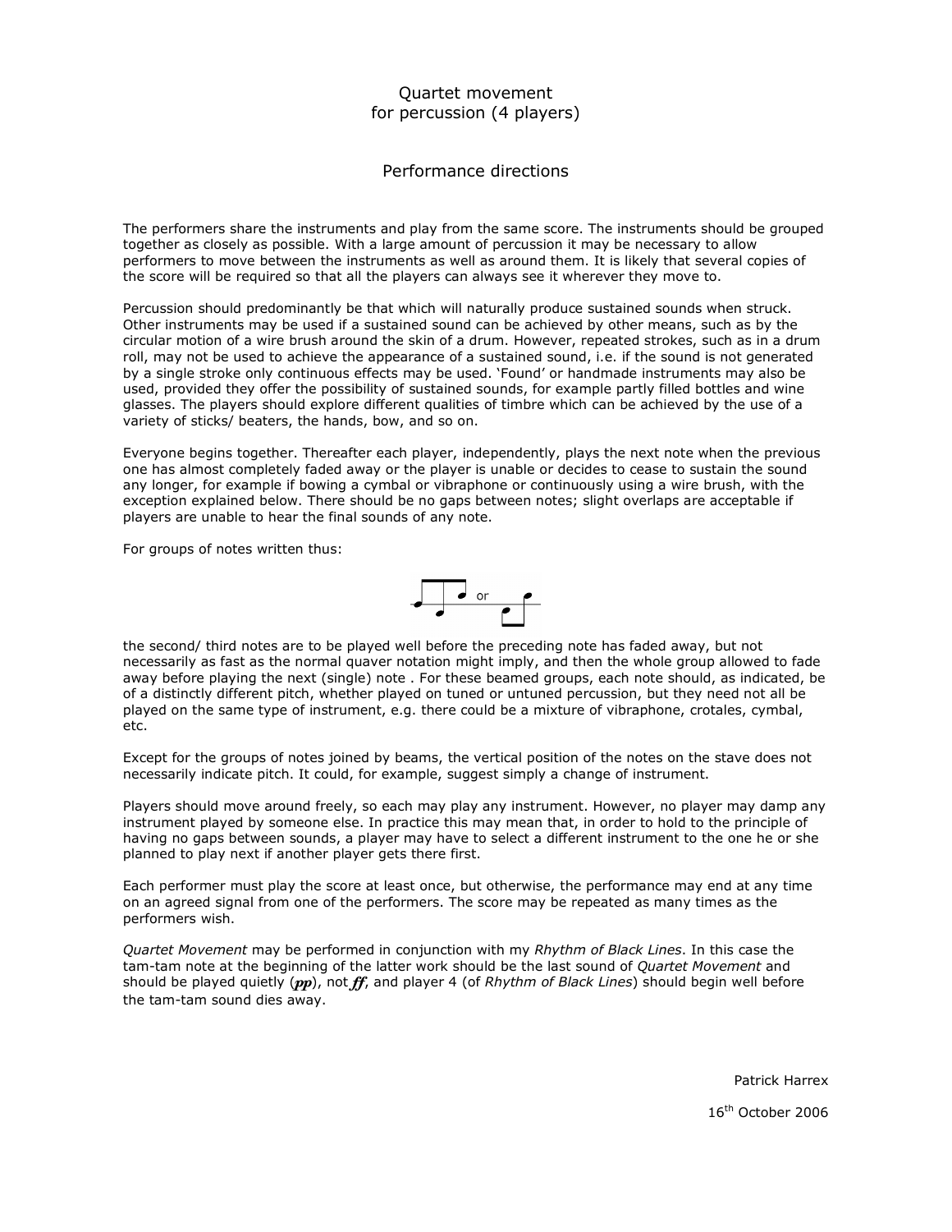# Quartet movement
## for percussion (4 players)

## Performance directions

The performers share the instruments and play from the same score. The instruments should be grouped together as closely as possible. With a large amount of percussion it may be necessary to allow performers to move between the instruments as well as around them. It is likely that several copies of the score will be required so that all the players can always see it wherever they move to.

Percussion should predominantly be that which will naturally produce sustained sounds when struck. Other instruments may be used if a sustained sound can be achieved by other means, such as by the circular motion of a wire brush around the skin of a drum. However, repeated strokes, such as in a drum roll, may not be used to achieve the appearance of a sustained sound, i.e. if the sound is not generated by a single stroke only continuous effects may be used. 'Found' or handmade instruments may also be used, provided they offer the possibility of sustained sounds, for example partly filled bottles and wine glasses. The players should explore different qualities of timbre which can be achieved by the use of a variety of sticks/ beaters, the hands, bow, and so on.

Everyone begins together. Thereafter each player, independently, plays the next note when the previous one has almost completely faded away or the player is unable or decides to cease to sustain the sound any longer, for example if bowing a cymbal or vibraphone or continuously using a wire brush, with the exception explained below. There should be no gaps between notes; slight overlaps are acceptable if players are unable to hear the final sounds of any note.

For groups of notes written thus:

or

the second/ third notes are to be played well before the preceding note has faded away, but not necessarily as fast as the normal quaver notation might imply, and then the whole group allowed to fade away before playing the next (single) note . For these beamed groups, each note should, as indicated, be of a distinctly different pitch, whether played on tuned or untuned percussion, but they need not all be played on the same type of instrument, e.g. there could be a mixture of vibraphone, crotales, cymbal, etc.

Except for the groups of notes joined by beams, the vertical position of the notes on the stave does not necessarily indicate pitch. It could, for example, suggest simply a change of instrument.

Players should move around freely, so each may play any instrument. However, no player may damp any instrument played by someone else. In practice this may mean that, in order to hold to the principle of having no gaps between sounds, a player may have to select a different instrument to the one he or she planned to play next if another player gets there first.

Each performer must play the score at least once, but otherwise, the performance may end at any time on an agreed signal from one of the performers. The score may be repeated as many times as the performers wish.

*Quartet Movement* may be performed in conjunction with my *Rhythm of Black Lines*. In this case the tam-tam note at the beginning of the latter work should be the last sound of *Quartet Movement* and should be played quietly (***pp***), not ***ff***, and player 4 (of *Rhythm of Black Lines*) should begin well before the tam-tam sound dies away.

Patrick Harrex

16th October 2006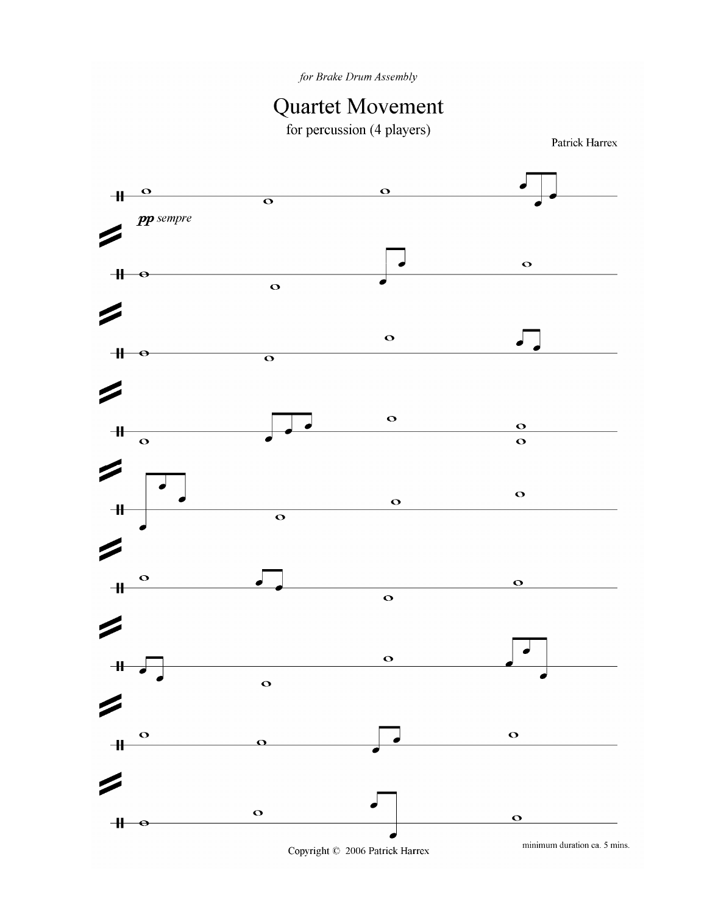*for Brake Drum Assembly*

# Quartet Movement

for percussion (4 players)

Patrick Harrex

*pp sempre*

Copyright © 2006 Patrick Harrex

minimum duration ca. 5 mins.